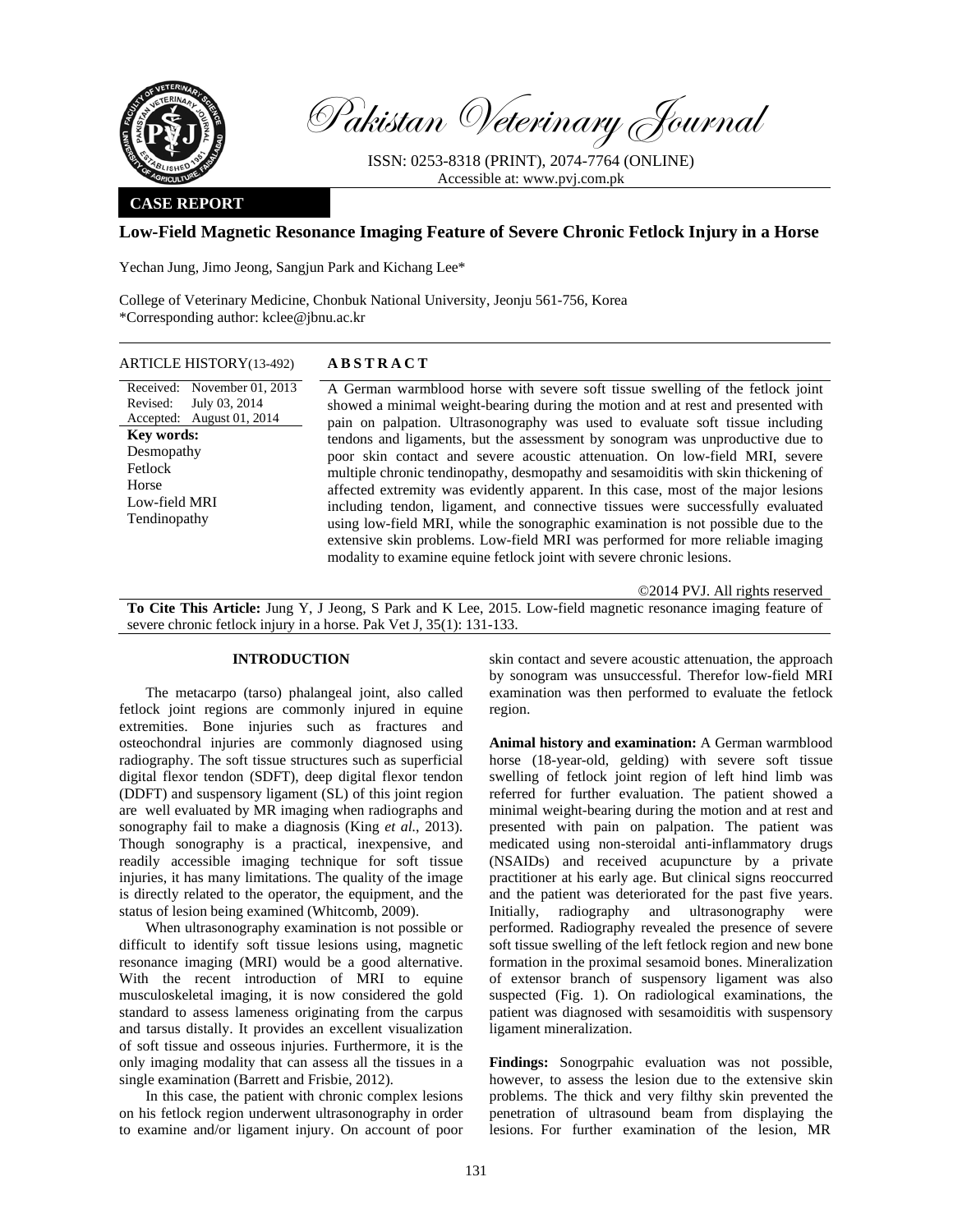# Pakistan Veterinary Journal

ISSN: 0253-8318 (PRINT), 2074-7764 (ONLINE)
Accessible at: www.pvj.com.pk

**CASE REPORT**

## Low-Field Magnetic Resonance Imaging Feature of Severe Chronic Fetlock Injury in a Horse

Yechan Jung, Jimo Jeong, Sangjun Park and Kichang Lee*

College of Veterinary Medicine, Chonbuk National University, Jeonju 561-756, Korea
*Corresponding author: kclee@jbnu.ac.kr

**ARTICLE HISTORY** (13-492)

Received: November 01, 2013
Revised: July 03, 2014
Accepted: August 01, 2014

**Key words:**
Desmopathy
Fetlock
Horse
Low-field MRI
Tendinopathy

**ABSTRACT**

A German warmblood horse with severe soft tissue swelling of the fetlock joint showed a minimal weight-bearing during the motion and at rest and presented with pain on palpation. Ultrasonography was used to evaluate soft tissue including tendons and ligaments, but the assessment by sonogram was unproductive due to poor skin contact and severe acoustic attenuation. On low-field MRI, severe multiple chronic tendinopathy, desmopathy and sesamoiditis with skin thickening of affected extremity was evidently apparent. In this case, most of the major lesions including tendon, ligament, and connective tissues were successfully evaluated using low-field MRI, while the sonographic examination is not possible due to the extensive skin problems. Low-field MRI was performed for more reliable imaging modality to examine equine fetlock joint with severe chronic lesions.

©2014 PVJ. All rights reserved

**To Cite This Article:** Jung Y, J Jeong, S Park and K Lee, 2015. Low-field magnetic resonance imaging feature of severe chronic fetlock injury in a horse. Pak Vet J, 35(1): 131-133.

### INTRODUCTION

The metacarpo (tarso) phalangeal joint, also called fetlock joint regions are commonly injured in equine extremities. Bone injuries such as fractures and osteochondral injuries are commonly diagnosed using radiography. The soft tissue structures such as superficial digital flexor tendon (SDFT), deep digital flexor tendon (DDFT) and suspensory ligament (SL) of this joint region are well evaluated by MR imaging when radiographs and sonography fail to make a diagnosis (King *et al.*, 2013). Though sonography is a practical, inexpensive, and readily accessible imaging technique for soft tissue injuries, it has many limitations. The quality of the image is directly related to the operator, the equipment, and the status of lesion being examined (Whitcomb, 2009).

When ultrasonography examination is not possible or difficult to identify soft tissue lesions using, magnetic resonance imaging (MRI) would be a good alternative. With the recent introduction of MRI to equine musculoskeletal imaging, it is now considered the gold standard to assess lameness originating from the carpus and tarsus distally. It provides an excellent visualization of soft tissue and osseous injuries. Furthermore, it is the only imaging modality that can assess all the tissues in a single examination (Barrett and Frisbie, 2012).

In this case, the patient with chronic complex lesions on his fetlock region underwent ultrasonography in order to examine and/or ligament injury. On account of poor skin contact and severe acoustic attenuation, the approach by sonogram was unsuccessful. Therefor low-field MRI examination was then performed to evaluate the fetlock region.

**Animal history and examination:** A German warmblood horse (18-year-old, gelding) with severe soft tissue swelling of fetlock joint region of left hind limb was referred for further evaluation. The patient showed a minimal weight-bearing during the motion and at rest and presented with pain on palpation. The patient was medicated using non-steroidal anti-inflammatory drugs (NSAIDs) and received acupuncture by a private practitioner at his early age. But clinical signs reoccurred and the patient was deteriorated for the past five years. Initially, radiography and ultrasonography were performed. Radiography revealed the presence of severe soft tissue swelling of the left fetlock region and new bone formation in the proximal sesamoid bones. Mineralization of extensor branch of suspensory ligament was also suspected (Fig. 1). On radiological examinations, the patient was diagnosed with sesamoiditis with suspensory ligament mineralization.

**Findings:** Sonogrpahic evaluation was not possible, however, to assess the lesion due to the extensive skin problems. The thick and very filthy skin prevented the penetration of ultrasound beam from displaying the lesions. For further examination of the lesion, MR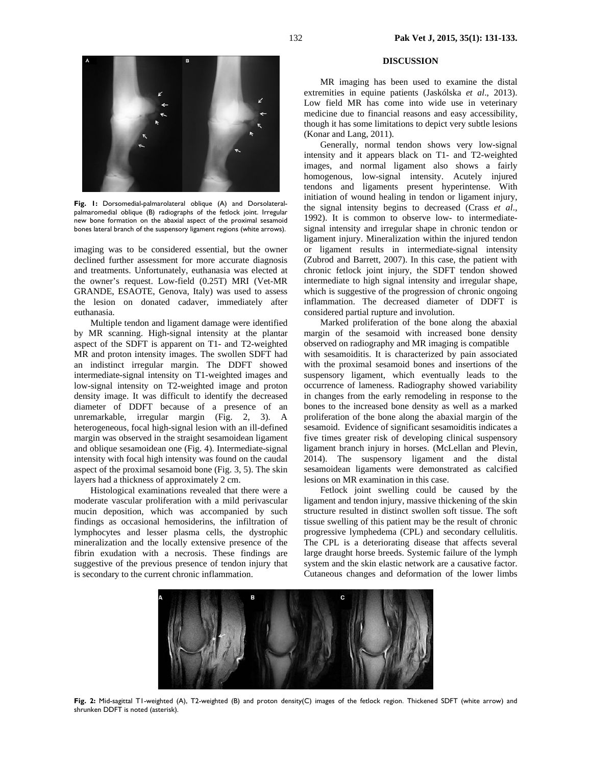**Fig. 1:** Dorsomedial-palmarolateral oblique (A) and Dorsolateral-palmaromedial oblique (B) radiographs of the fetlock joint. Irregular new bone formation on the abaxial aspect of the proximal sesamoid bones lateral branch of the suspensory ligament regions (white arrows).

imaging was to be considered essential, but the owner declined further assessment for more accurate diagnosis and treatments. Unfortunately, euthanasia was elected at the owner's request. Low-field (0.25T) MRI (Vet-MR GRANDE, ESAOTE, Genova, Italy) was used to assess the lesion on donated cadaver, immediately after euthanasia.

Multiple tendon and ligament damage were identified by MR scanning. High-signal intensity at the plantar aspect of the SDFT is apparent on T1- and T2-weighted MR and proton intensity images. The swollen SDFT had an indistinct irregular margin. The DDFT showed intermediate-signal intensity on T1-weighted images and low-signal intensity on T2-weighted image and proton density image. It was difficult to identify the decreased diameter of DDFT because of a presence of an unremarkable, irregular margin (Fig. 2, 3). A heterogeneous, focal high-signal lesion with an ill-defined margin was observed in the straight sesamoidean ligament and oblique sesamoidean one (Fig. 4). Intermediate-signal intensity with focal high intensity was found on the caudal aspect of the proximal sesamoid bone (Fig. 3, 5). The skin layers had a thickness of approximately 2 cm.

Histological examinations revealed that there were a moderate vascular proliferation with a mild perivascular mucin deposition, which was accompanied by such findings as occasional hemosiderins, the infiltration of lymphocytes and lesser plasma cells, the dystrophic mineralization and the locally extensive presence of the fibrin exudation with a necrosis. These findings are suggestive of the previous presence of tendon injury that is secondary to the current chronic inflammation.

## DISCUSSION

MR imaging has been used to examine the distal extremities in equine patients (Jaskólska *et al*., 2013). Low field MR has come into wide use in veterinary medicine due to financial reasons and easy accessibility, though it has some limitations to depict very subtle lesions (Konar and Lang, 2011).

Generally, normal tendon shows very low-signal intensity and it appears black on T1- and T2-weighted images, and normal ligament also shows a fairly homogenous, low-signal intensity. Acutely injured tendons and ligaments present hyperintense. With initiation of wound healing in tendon or ligament injury, the signal intensity begins to decreased (Crass *et al*., 1992). It is common to observe low- to intermediate-signal intensity and irregular shape in chronic tendon or ligament injury. Mineralization within the injured tendon or ligament results in intermediate-signal intensity (Zubrod and Barrett, 2007). In this case, the patient with chronic fetlock joint injury, the SDFT tendon showed intermediate to high signal intensity and irregular shape, which is suggestive of the progression of chronic ongoing inflammation. The decreased diameter of DDFT is considered partial rupture and involution.

Marked proliferation of the bone along the abaxial margin of the sesamoid with increased bone density observed on radiography and MR imaging is compatible with sesamoiditis. It is characterized by pain associated with the proximal sesamoid bones and insertions of the suspensory ligament, which eventually leads to the occurrence of lameness. Radiography showed variability in changes from the early remodeling in response to the bones to the increased bone density as well as a marked proliferation of the bone along the abaxial margin of the sesamoid. Evidence of significant sesamoiditis indicates a five times greater risk of developing clinical suspensory ligament branch injury in horses. (McLellan and Plevin, 2014). The suspensory ligament and the distal sesamoidean ligaments were demonstrated as calcified lesions on MR examination in this case.

Fetlock joint swelling could be caused by the ligament and tendon injury, massive thickening of the skin structure resulted in distinct swollen soft tissue. The soft tissue swelling of this patient may be the result of chronic progressive lymphedema (CPL) and secondary cellulitis. The CPL is a deteriorating disease that affects several large draught horse breeds. Systemic failure of the lymph system and the skin elastic network are a causative factor. Cutaneous changes and deformation of the lower limbs

**Fig. 2:** Mid-sagittal T1-weighted (A), T2-weighted (B) and proton density(C) images of the fetlock region. Thickened SDFT (white arrow) and shrunken DDFT is noted (asterisk).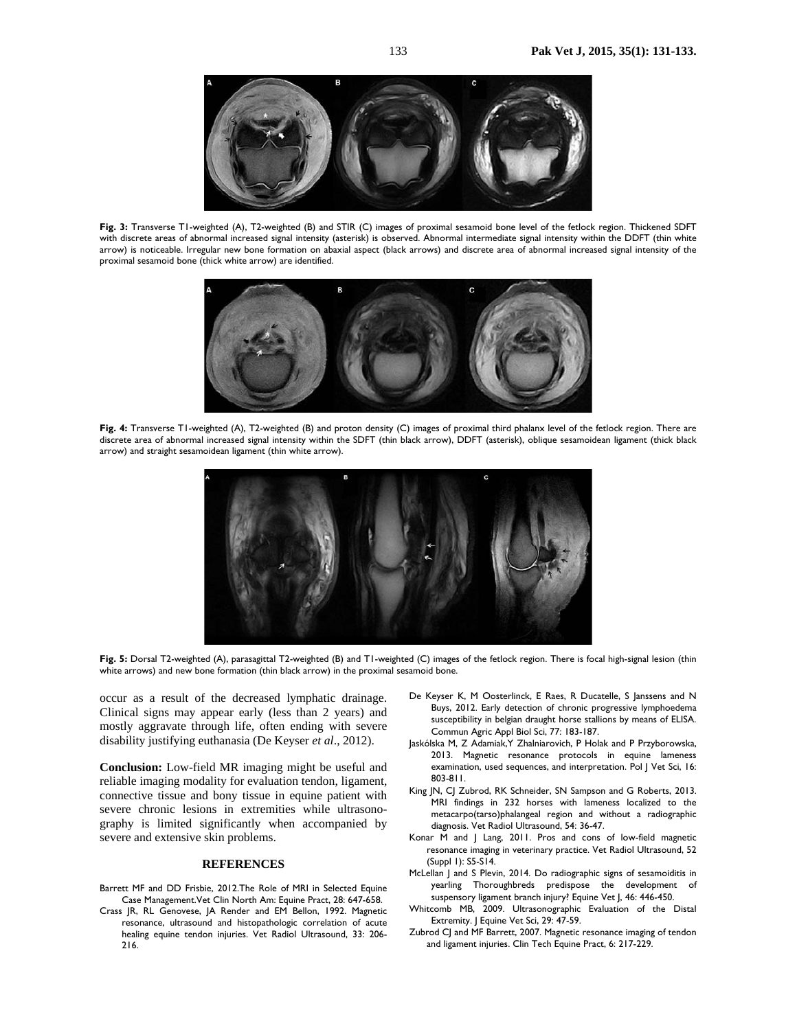**Fig. 3:** Transverse T1-weighted (A), T2-weighted (B) and STIR (C) images of proximal sesamoid bone level of the fetlock region. Thickened SDFT with discrete areas of abnormal increased signal intensity (asterisk) is observed. Abnormal intermediate signal intensity within the DDFT (thin white arrow) is noticeable. Irregular new bone formation on abaxial aspect (black arrows) and discrete area of abnormal increased signal intensity of the proximal sesamoid bone (thick white arrow) are identified.

**Fig. 4:** Transverse T1-weighted (A), T2-weighted (B) and proton density (C) images of proximal third phalanx level of the fetlock region. There are discrete area of abnormal increased signal intensity within the SDFT (thin black arrow), DDFT (asterisk), oblique sesamoidean ligament (thick black arrow) and straight sesamoidean ligament (thin white arrow).

**Fig. 5:** Dorsal T2-weighted (A), parasagittal T2-weighted (B) and T1-weighted (C) images of the fetlock region. There is focal high-signal lesion (thin white arrows) and new bone formation (thin black arrow) in the proximal sesamoid bone.

occur as a result of the decreased lymphatic drainage. Clinical signs may appear early (less than 2 years) and mostly aggravate through life, often ending with severe disability justifying euthanasia (De Keyser *et al*., 2012).

**Conclusion:** Low-field MR imaging might be useful and reliable imaging modality for evaluation tendon, ligament, connective tissue and bony tissue in equine patient with severe chronic lesions in extremities while ultrasonography is limited significantly when accompanied by severe and extensive skin problems.

## REFERENCES

Barrett MF and DD Frisbie, 2012.The Role of MRI in Selected Equine Case Management.Vet Clin North Am: Equine Pract, 28: 647-658.

Crass JR, RL Genovese, JA Render and EM Bellon, 1992. Magnetic resonance, ultrasound and histopathologic correlation of acute healing equine tendon injuries. Vet Radiol Ultrasound, 33: 206-216.

De Keyser K, M Oosterlinck, E Raes, R Ducatelle, S Janssens and N Buys, 2012. Early detection of chronic progressive lymphoedema susceptibility in belgian draught horse stallions by means of ELISA. Commun Agric Appl Biol Sci, 77: 183-187.

Jaskólska M, Z Adamiak,Y Zhalniarovich, P Holak and P Przyborowska, 2013. Magnetic resonance protocols in equine lameness examination, used sequences, and interpretation. Pol J Vet Sci, 16: 803-811.

King JN, CJ Zubrod, RK Schneider, SN Sampson and G Roberts, 2013. MRI findings in 232 horses with lameness localized to the metacarpo(tarso)phalangeal region and without a radiographic diagnosis. Vet Radiol Ultrasound, 54: 36-47.

Konar M and J Lang, 2011. Pros and cons of low-field magnetic resonance imaging in veterinary practice. Vet Radiol Ultrasound, 52 (Suppl 1): S5-S14.

McLellan J and S Plevin, 2014. Do radiographic signs of sesamoiditis in yearling Thoroughbreds predispose the development of suspensory ligament branch injury? Equine Vet J, 46: 446-450.

Whitcomb MB, 2009. Ultrasonographic Evaluation of the Distal Extremity. J Equine Vet Sci, 29: 47-59.

Zubrod CJ and MF Barrett, 2007. Magnetic resonance imaging of tendon and ligament injuries. Clin Tech Equine Pract, 6: 217-229.